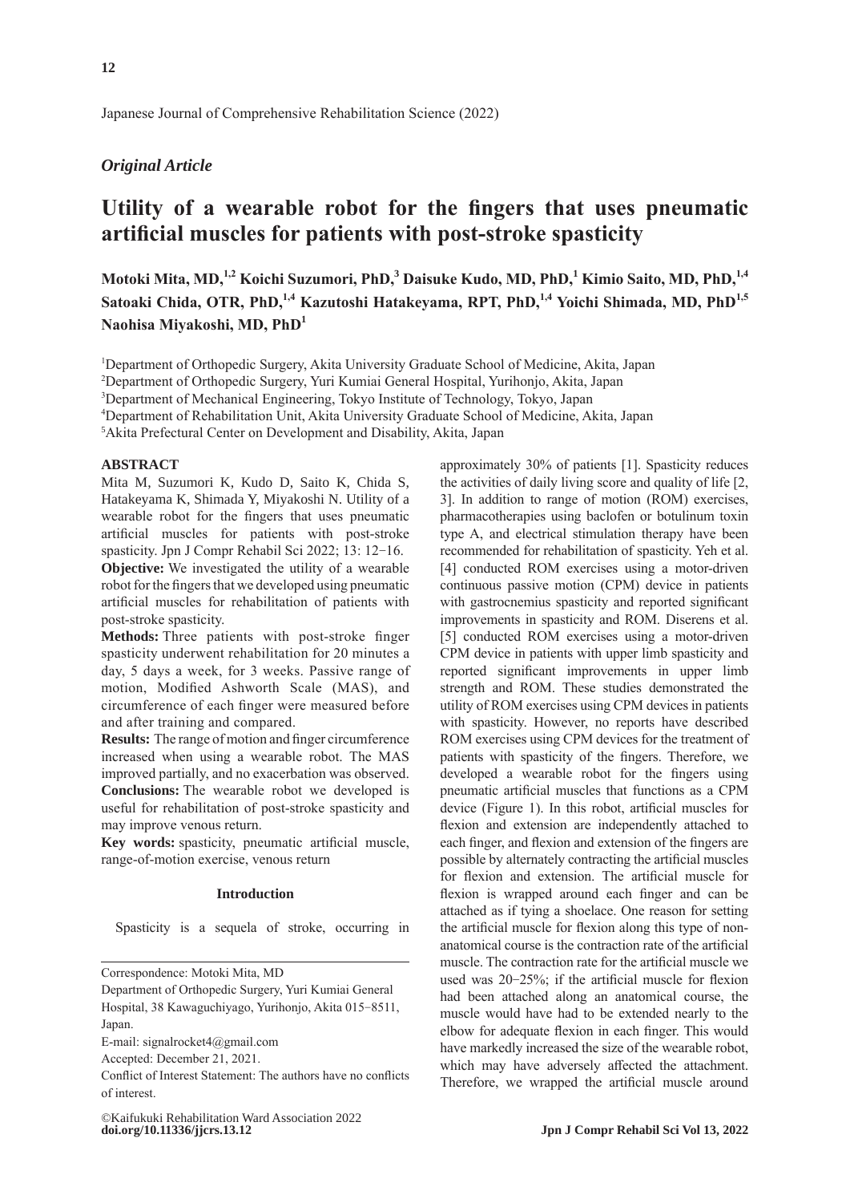Japanese Journal of Comprehensive Rehabilitation Science (2022)

*Original Article*

# Utility of a wearable robot for the fingers that uses pneumatic artificial muscles for patients with post-stroke spasticity

**Motoki Mita, MD,[1,2] Koichi Suzumori, PhD,[3] Daisuke Kudo, MD, PhD,[1] Kimio Saito, MD, PhD,[1,4] Satoaki Chida, OTR, PhD,[1,4] Kazutoshi Hatakeyama, RPT, PhD,[1,4] Yoichi Shimada, MD, PhD[1,5] Naohisa Miyakoshi, MD, PhD[1]**

[1]Department of Orthopedic Surgery, Akita University Graduate School of Medicine, Akita, Japan
[2]Department of Orthopedic Surgery, Yuri Kumiai General Hospital, Yurihonjo, Akita, Japan
[3]Department of Mechanical Engineering, Tokyo Institute of Technology, Tokyo, Japan
[4]Department of Rehabilitation Unit, Akita University Graduate School of Medicine, Akita, Japan
[5]Akita Prefectural Center on Development and Disability, Akita, Japan

## ABSTRACT

Mita M, Suzumori K, Kudo D, Saito K, Chida S, Hatakeyama K, Shimada Y, Miyakoshi N. Utility of a wearable robot for the fingers that uses pneumatic artificial muscles for patients with post-stroke spasticity. Jpn J Compr Rehabil Sci 2022; 13: 12−16.

**Objective:** We investigated the utility of a wearable robot for the fingers that we developed using pneumatic artificial muscles for rehabilitation of patients with post-stroke spasticity.

**Methods:** Three patients with post-stroke finger spasticity underwent rehabilitation for 20 minutes a day, 5 days a week, for 3 weeks. Passive range of motion, Modified Ashworth Scale (MAS), and circumference of each finger were measured before and after training and compared.

**Results:** The range of motion and finger circumference increased when using a wearable robot. The MAS improved partially, and no exacerbation was observed.

**Conclusions:** The wearable robot we developed is useful for rehabilitation of post-stroke spasticity and may improve venous return.

**Key words:** spasticity, pneumatic artificial muscle, range-of-motion exercise, venous return

## Introduction

Spasticity is a sequela of stroke, occurring in approximately 30% of patients [1]. Spasticity reduces the activities of daily living score and quality of life [2, 3]. In addition to range of motion (ROM) exercises, pharmacotherapies using baclofen or botulinum toxin type A, and electrical stimulation therapy have been recommended for rehabilitation of spasticity. Yeh et al. [4] conducted ROM exercises using a motor-driven continuous passive motion (CPM) device in patients with gastrocnemius spasticity and reported significant improvements in spasticity and ROM. Diserens et al. [5] conducted ROM exercises using a motor-driven CPM device in patients with upper limb spasticity and reported significant improvements in upper limb strength and ROM. These studies demonstrated the utility of ROM exercises using CPM devices in patients with spasticity. However, no reports have described ROM exercises using CPM devices for the treatment of patients with spasticity of the fingers. Therefore, we developed a wearable robot for the fingers using pneumatic artificial muscles that functions as a CPM device (Figure 1). In this robot, artificial muscles for flexion and extension are independently attached to each finger, and flexion and extension of the fingers are possible by alternately contracting the artificial muscles for flexion and extension. The artificial muscle for flexion is wrapped around each finger and can be attached as if tying a shoelace. One reason for setting the artificial muscle for flexion along this type of non-anatomical course is the contraction rate of the artificial muscle. The contraction rate for the artificial muscle we used was 20−25%; if the artificial muscle for flexion had been attached along an anatomical course, the muscle would have had to be extended nearly to the elbow for adequate flexion in each finger. This would have markedly increased the size of the wearable robot, which may have adversely affected the attachment. Therefore, we wrapped the artificial muscle around

---

Correspondence: Motoki Mita, MD
Department of Orthopedic Surgery, Yuri Kumiai General Hospital, 38 Kawaguchiyago, Yurihonjo, Akita 015−8511, Japan.
E-mail: signalrocket4@gmail.com
Accepted: December 21, 2021.
Conflict of Interest Statement: The authors have no conflicts of interest.

©Kaifukuki Rehabilitation Ward Association 2022
**doi.org/10.11336/jjcrs.13.12**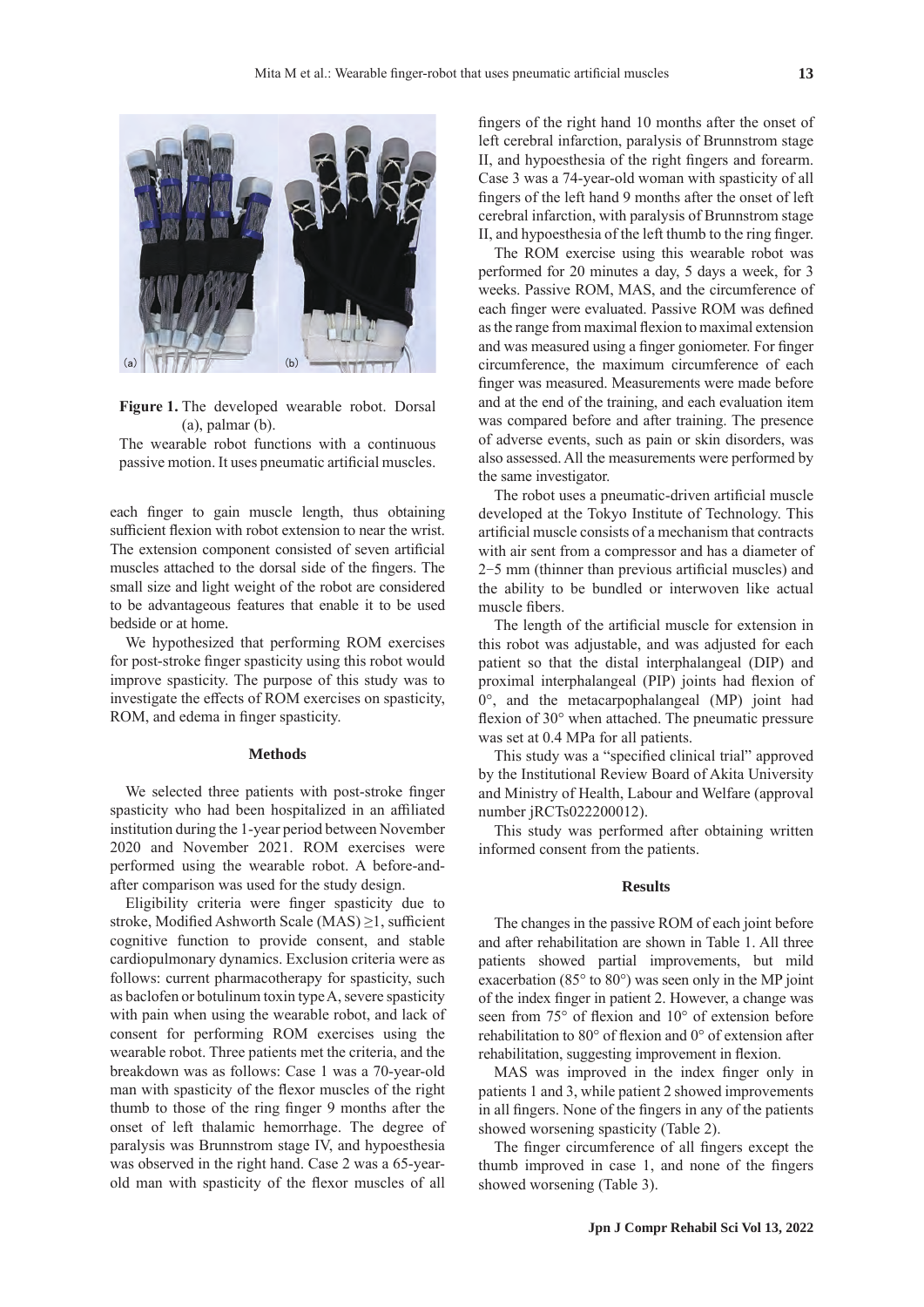**Figure 1.** The developed wearable robot. Dorsal (a), palmar (b).

The wearable robot functions with a continuous passive motion. It uses pneumatic artificial muscles.

each finger to gain muscle length, thus obtaining sufficient flexion with robot extension to near the wrist. The extension component consisted of seven artificial muscles attached to the dorsal side of the fingers. The small size and light weight of the robot are considered to be advantageous features that enable it to be used bedside or at home.

We hypothesized that performing ROM exercises for post-stroke finger spasticity using this robot would improve spasticity. The purpose of this study was to investigate the effects of ROM exercises on spasticity, ROM, and edema in finger spasticity.

## Methods

We selected three patients with post-stroke finger spasticity who had been hospitalized in an affiliated institution during the 1-year period between November 2020 and November 2021. ROM exercises were performed using the wearable robot. A before-and-after comparison was used for the study design.

Eligibility criteria were finger spasticity due to stroke, Modified Ashworth Scale (MAS) ≥1, sufficient cognitive function to provide consent, and stable cardiopulmonary dynamics. Exclusion criteria were as follows: current pharmacotherapy for spasticity, such as baclofen or botulinum toxin type A, severe spasticity with pain when using the wearable robot, and lack of consent for performing ROM exercises using the wearable robot. Three patients met the criteria, and the breakdown was as follows: Case 1 was a 70-year-old man with spasticity of the flexor muscles of the right thumb to those of the ring finger 9 months after the onset of left thalamic hemorrhage. The degree of paralysis was Brunnstrom stage IV, and hypoesthesia was observed in the right hand. Case 2 was a 65-year-old man with spasticity of the flexor muscles of all fingers of the right hand 10 months after the onset of left cerebral infarction, paralysis of Brunnstrom stage II, and hypoesthesia of the right fingers and forearm. Case 3 was a 74-year-old woman with spasticity of all fingers of the left hand 9 months after the onset of left cerebral infarction, with paralysis of Brunnstrom stage II, and hypoesthesia of the left thumb to the ring finger.

The ROM exercise using this wearable robot was performed for 20 minutes a day, 5 days a week, for 3 weeks. Passive ROM, MAS, and the circumference of each finger were evaluated. Passive ROM was defined as the range from maximal flexion to maximal extension and was measured using a finger goniometer. For finger circumference, the maximum circumference of each finger was measured. Measurements were made before and at the end of the training, and each evaluation item was compared before and after training. The presence of adverse events, such as pain or skin disorders, was also assessed. All the measurements were performed by the same investigator.

The robot uses a pneumatic-driven artificial muscle developed at the Tokyo Institute of Technology. This artificial muscle consists of a mechanism that contracts with air sent from a compressor and has a diameter of 2−5 mm (thinner than previous artificial muscles) and the ability to be bundled or interwoven like actual muscle fibers.

The length of the artificial muscle for extension in this robot was adjustable, and was adjusted for each patient so that the distal interphalangeal (DIP) and proximal interphalangeal (PIP) joints had flexion of 0°, and the metacarpophalangeal (MP) joint had flexion of 30° when attached. The pneumatic pressure was set at 0.4 MPa for all patients.

This study was a "specified clinical trial" approved by the Institutional Review Board of Akita University and Ministry of Health, Labour and Welfare (approval number jRCTs022200012).

This study was performed after obtaining written informed consent from the patients.

## Results

The changes in the passive ROM of each joint before and after rehabilitation are shown in Table 1. All three patients showed partial improvements, but mild exacerbation (85° to 80°) was seen only in the MP joint of the index finger in patient 2. However, a change was seen from 75° of flexion and 10° of extension before rehabilitation to 80° of flexion and 0° of extension after rehabilitation, suggesting improvement in flexion.

MAS was improved in the index finger only in patients 1 and 3, while patient 2 showed improvements in all fingers. None of the fingers in any of the patients showed worsening spasticity (Table 2).

The finger circumference of all fingers except the thumb improved in case 1, and none of the fingers showed worsening (Table 3).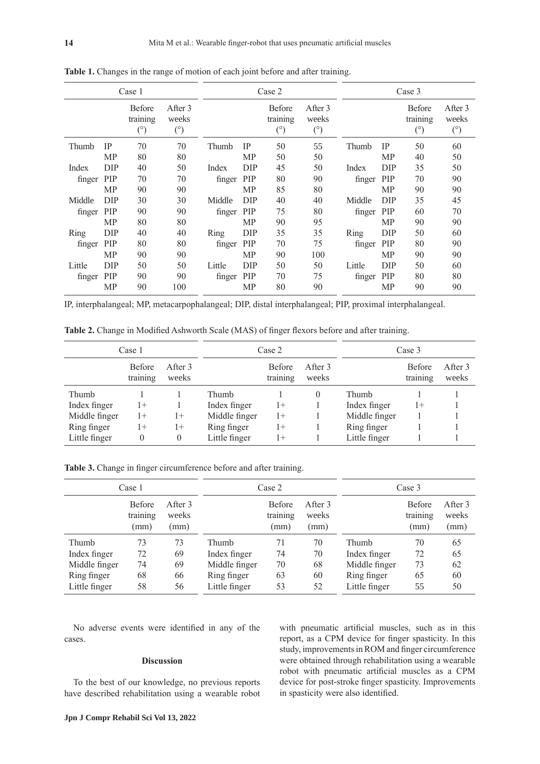**Table 1.** Changes in the range of motion of each joint before and after training.

| Case 1 | | | | Case 2 | | | | Case 3 | | | |
|---|---|---|---|---|---|---|---|---|---|---|---|
| | | Before training (°) | After 3 weeks (°) | | | Before training (°) | After 3 weeks (°) | | | Before training (°) | After 3 weeks (°) |
| Thumb | IP | 70 | 70 | Thumb | IP | 50 | 55 | Thumb | IP | 50 | 60 |
| | MP | 80 | 80 | | MP | 50 | 50 | | MP | 40 | 50 |
| Index finger | DIP | 40 | 50 | Index finger | DIP | 45 | 50 | Index finger | DIP | 35 | 50 |
| | PIP | 70 | 70 | | PIP | 80 | 90 | | PIP | 70 | 90 |
| | MP | 90 | 90 | | MP | 85 | 80 | | MP | 90 | 90 |
| Middle finger | DIP | 30 | 30 | Middle finger | DIP | 40 | 40 | Middle finger | DIP | 35 | 45 |
| | PIP | 90 | 90 | | PIP | 75 | 80 | | PIP | 60 | 70 |
| | MP | 80 | 80 | | MP | 90 | 95 | | MP | 90 | 90 |
| Ring finger | DIP | 40 | 40 | Ring finger | DIP | 35 | 35 | Ring finger | DIP | 50 | 60 |
| | PIP | 80 | 80 | | PIP | 70 | 75 | | PIP | 80 | 90 |
| | MP | 90 | 90 | | MP | 90 | 100 | | MP | 90 | 90 |
| Little finger | DIP | 50 | 50 | Little finger | DIP | 50 | 50 | Little finger | DIP | 50 | 60 |
| | PIP | 90 | 90 | | PIP | 70 | 75 | | PIP | 80 | 80 |
| | MP | 90 | 100 | | MP | 80 | 90 | | MP | 90 | 90 |

IP, interphalangeal; MP, metacarpophalangeal; DIP, distal interphalangeal; PIP, proximal interphalangeal.

**Table 2.** Change in Modified Ashworth Scale (MAS) of finger flexors before and after training.

| Case 1 | | | Case 2 | | | Case 3 | | |
|---|---|---|---|---|---|---|---|---|
| | Before training | After 3 weeks | | Before training | After 3 weeks | | Before training | After 3 weeks |
| Thumb | 1 | 1 | Thumb | 1 | 0 | Thumb | 1 | 1 |
| Index finger | 1+ | 1 | Index finger | 1+ | 1 | Index finger | 1+ | 1 |
| Middle finger | 1+ | 1+ | Middle finger | 1+ | 1 | Middle finger | 1 | 1 |
| Ring finger | 1+ | 1+ | Ring finger | 1+ | 1 | Ring finger | 1 | 1 |
| Little finger | 0 | 0 | Little finger | 1+ | 1 | Little finger | 1 | 1 |

**Table 3.** Change in finger circumference before and after training.

| Case 1 | | | Case 2 | | | Case 3 | | |
|---|---|---|---|---|---|---|---|---|
| | Before training (mm) | After 3 weeks (mm) | | Before training (mm) | After 3 weeks (mm) | | Before training (mm) | After 3 weeks (mm) |
| Thumb | 73 | 73 | Thumb | 71 | 70 | Thumb | 70 | 65 |
| Index finger | 72 | 69 | Index finger | 74 | 70 | Index finger | 72 | 65 |
| Middle finger | 74 | 69 | Middle finger | 70 | 68 | Middle finger | 73 | 62 |
| Ring finger | 68 | 66 | Ring finger | 63 | 60 | Ring finger | 65 | 60 |
| Little finger | 58 | 56 | Little finger | 53 | 52 | Little finger | 55 | 50 |

No adverse events were identified in any of the cases.

## Discussion

To the best of our knowledge, no previous reports have described rehabilitation using a wearable robot with pneumatic artificial muscles, such as in this report, as a CPM device for finger spasticity. In this study, improvements in ROM and finger circumference were obtained through rehabilitation using a wearable robot with pneumatic artificial muscles as a CPM device for post-stroke finger spasticity. Improvements in spasticity were also identified.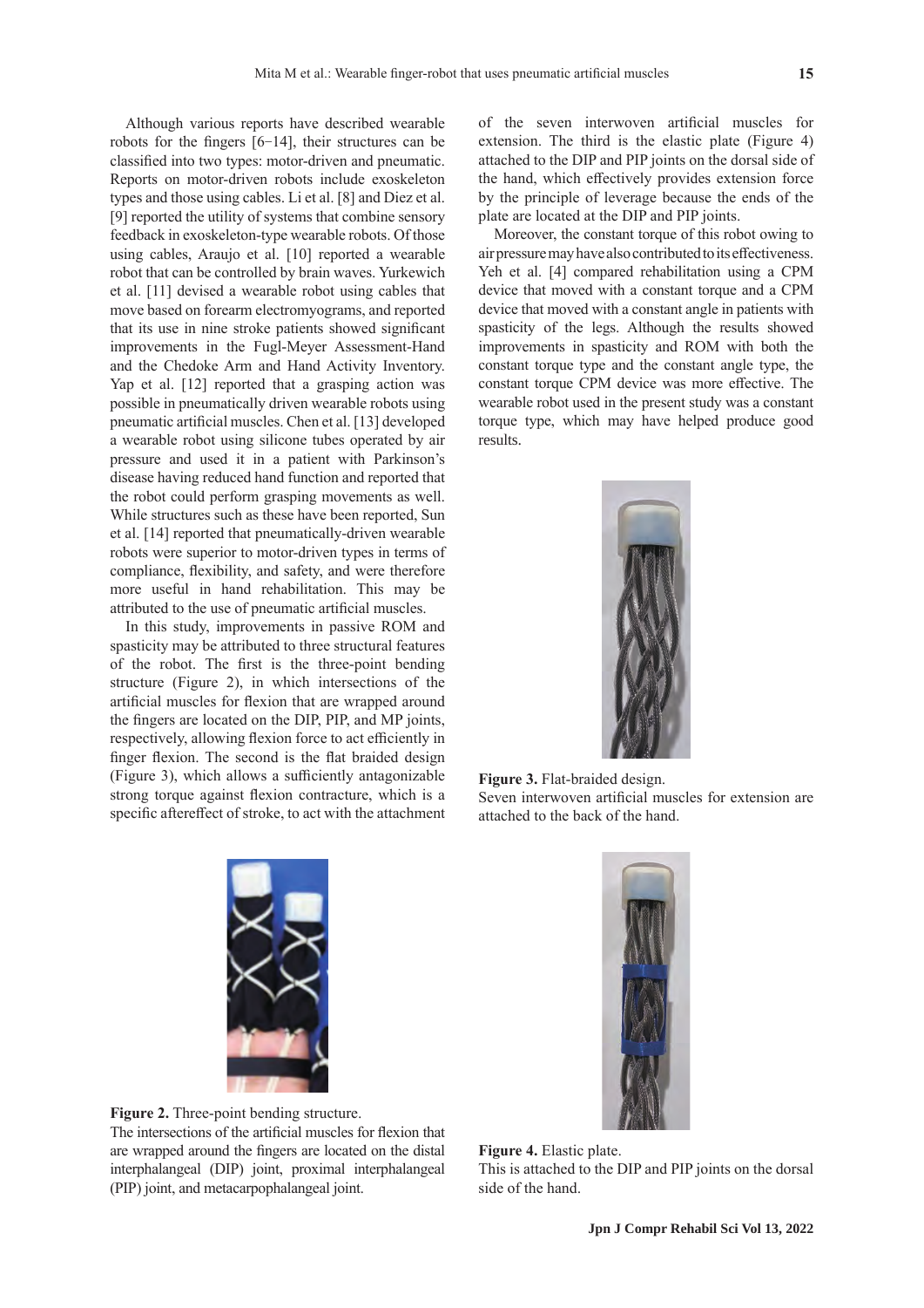Although various reports have described wearable robots for the fingers [6–14], their structures can be classified into two types: motor-driven and pneumatic. Reports on motor-driven robots include exoskeleton types and those using cables. Li et al. [8] and Diez et al. [9] reported the utility of systems that combine sensory feedback in exoskeleton-type wearable robots. Of those using cables, Araujo et al. [10] reported a wearable robot that can be controlled by brain waves. Yurkewich et al. [11] devised a wearable robot using cables that move based on forearm electromyograms, and reported that its use in nine stroke patients showed significant improvements in the Fugl-Meyer Assessment-Hand and the Chedoke Arm and Hand Activity Inventory. Yap et al. [12] reported that a grasping action was possible in pneumatically driven wearable robots using pneumatic artificial muscles. Chen et al. [13] developed a wearable robot using silicone tubes operated by air pressure and used it in a patient with Parkinson's disease having reduced hand function and reported that the robot could perform grasping movements as well. While structures such as these have been reported, Sun et al. [14] reported that pneumatically-driven wearable robots were superior to motor-driven types in terms of compliance, flexibility, and safety, and were therefore more useful in hand rehabilitation. This may be attributed to the use of pneumatic artificial muscles.

In this study, improvements in passive ROM and spasticity may be attributed to three structural features of the robot. The first is the three-point bending structure (Figure 2), in which intersections of the artificial muscles for flexion that are wrapped around the fingers are located on the DIP, PIP, and MP joints, respectively, allowing flexion force to act efficiently in finger flexion. The second is the flat braided design (Figure 3), which allows a sufficiently antagonizable strong torque against flexion contracture, which is a specific aftereffect of stroke, to act with the attachment of the seven interwoven artificial muscles for extension. The third is the elastic plate (Figure 4) attached to the DIP and PIP joints on the dorsal side of the hand, which effectively provides extension force by the principle of leverage because the ends of the plate are located at the DIP and PIP joints.

Moreover, the constant torque of this robot owing to air pressure may have also contributed to its effectiveness. Yeh et al. [4] compared rehabilitation using a CPM device that moved with a constant torque and a CPM device that moved with a constant angle in patients with spasticity of the legs. Although the results showed improvements in spasticity and ROM with both the constant torque type and the constant angle type, the constant torque CPM device was more effective. The wearable robot used in the present study was a constant torque type, which may have helped produce good results.

**Figure 2.** Three-point bending structure.
The intersections of the artificial muscles for flexion that are wrapped around the fingers are located on the distal interphalangeal (DIP) joint, proximal interphalangeal (PIP) joint, and metacarpophalangeal joint.

**Figure 3.** Flat-braided design.
Seven interwoven artificial muscles for extension are attached to the back of the hand.

**Figure 4.** Elastic plate.
This is attached to the DIP and PIP joints on the dorsal side of the hand.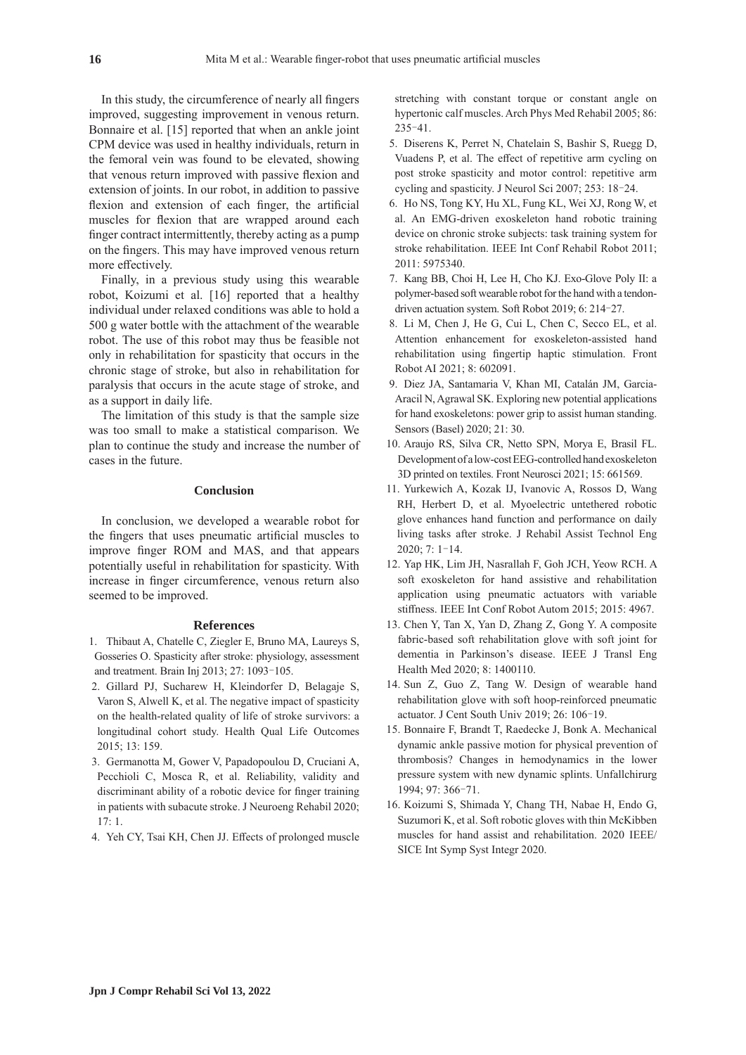In this study, the circumference of nearly all fingers improved, suggesting improvement in venous return. Bonnaire et al. [15] reported that when an ankle joint CPM device was used in healthy individuals, return in the femoral vein was found to be elevated, showing that venous return improved with passive flexion and extension of joints. In our robot, in addition to passive flexion and extension of each finger, the artificial muscles for flexion that are wrapped around each finger contract intermittently, thereby acting as a pump on the fingers. This may have improved venous return more effectively.

Finally, in a previous study using this wearable robot, Koizumi et al. [16] reported that a healthy individual under relaxed conditions was able to hold a 500 g water bottle with the attachment of the wearable robot. The use of this robot may thus be feasible not only in rehabilitation for spasticity that occurs in the chronic stage of stroke, but also in rehabilitation for paralysis that occurs in the acute stage of stroke, and as a support in daily life.

The limitation of this study is that the sample size was too small to make a statistical comparison. We plan to continue the study and increase the number of cases in the future.

## Conclusion

In conclusion, we developed a wearable robot for the fingers that uses pneumatic artificial muscles to improve finger ROM and MAS, and that appears potentially useful in rehabilitation for spasticity. With increase in finger circumference, venous return also seemed to be improved.

## References

1. Thibaut A, Chatelle C, Ziegler E, Bruno MA, Laureys S, Gosseries O. Spasticity after stroke: physiology, assessment and treatment. Brain Inj 2013; 27: 1093–105.
2. Gillard PJ, Sucharew H, Kleindorfer D, Belagaje S, Varon S, Alwell K, et al. The negative impact of spasticity on the health-related quality of life of stroke survivors: a longitudinal cohort study. Health Qual Life Outcomes 2015; 13: 159.
3. Germanotta M, Gower V, Papadopoulou D, Cruciani A, Pecchioli C, Mosca R, et al. Reliability, validity and discriminant ability of a robotic device for finger training in patients with subacute stroke. J Neuroeng Rehabil 2020; 17: 1.
4. Yeh CY, Tsai KH, Chen JJ. Effects of prolonged muscle stretching with constant torque or constant angle on hypertonic calf muscles. Arch Phys Med Rehabil 2005; 86: 235–41.
5. Diserens K, Perret N, Chatelain S, Bashir S, Ruegg D, Vuadens P, et al. The effect of repetitive arm cycling on post stroke spasticity and motor control: repetitive arm cycling and spasticity. J Neurol Sci 2007; 253: 18–24.
6. Ho NS, Tong KY, Hu XL, Fung KL, Wei XJ, Rong W, et al. An EMG-driven exoskeleton hand robotic training device on chronic stroke subjects: task training system for stroke rehabilitation. IEEE Int Conf Rehabil Robot 2011; 2011: 5975340.
7. Kang BB, Choi H, Lee H, Cho KJ. Exo-Glove Poly II: a polymer-based soft wearable robot for the hand with a tendon-driven actuation system. Soft Robot 2019; 6: 214–27.
8. Li M, Chen J, He G, Cui L, Chen C, Secco EL, et al. Attention enhancement for exoskeleton-assisted hand rehabilitation using fingertip haptic stimulation. Front Robot AI 2021; 8: 602091.
9. Diez JA, Santamaria V, Khan MI, Catalán JM, Garcia-Aracil N, Agrawal SK. Exploring new potential applications for hand exoskeletons: power grip to assist human standing. Sensors (Basel) 2020; 21: 30.
10. Araujo RS, Silva CR, Netto SPN, Morya E, Brasil FL. Development of a low-cost EEG-controlled hand exoskeleton 3D printed on textiles. Front Neurosci 2021; 15: 661569.
11. Yurkewich A, Kozak IJ, Ivanovic A, Rossos D, Wang RH, Herbert D, et al. Myoelectric untethered robotic glove enhances hand function and performance on daily living tasks after stroke. J Rehabil Assist Technol Eng 2020; 7: 1–14.
12. Yap HK, Lim JH, Nasrallah F, Goh JCH, Yeow RCH. A soft exoskeleton for hand assistive and rehabilitation application using pneumatic actuators with variable stiffness. IEEE Int Conf Robot Autom 2015; 2015: 4967.
13. Chen Y, Tan X, Yan D, Zhang Z, Gong Y. A composite fabric-based soft rehabilitation glove with soft joint for dementia in Parkinson's disease. IEEE J Transl Eng Health Med 2020; 8: 1400110.
14. Sun Z, Guo Z, Tang W. Design of wearable hand rehabilitation glove with soft hoop-reinforced pneumatic actuator. J Cent South Univ 2019; 26: 106–19.
15. Bonnaire F, Brandt T, Raedecke J, Bonk A. Mechanical dynamic ankle passive motion for physical prevention of thrombosis? Changes in hemodynamics in the lower pressure system with new dynamic splints. Unfallchirurg 1994; 97: 366–71.
16. Koizumi S, Shimada Y, Chang TH, Nabae H, Endo G, Suzumori K, et al. Soft robotic gloves with thin McKibben muscles for hand assist and rehabilitation. 2020 IEEE/SICE Int Symp Syst Integr 2020.